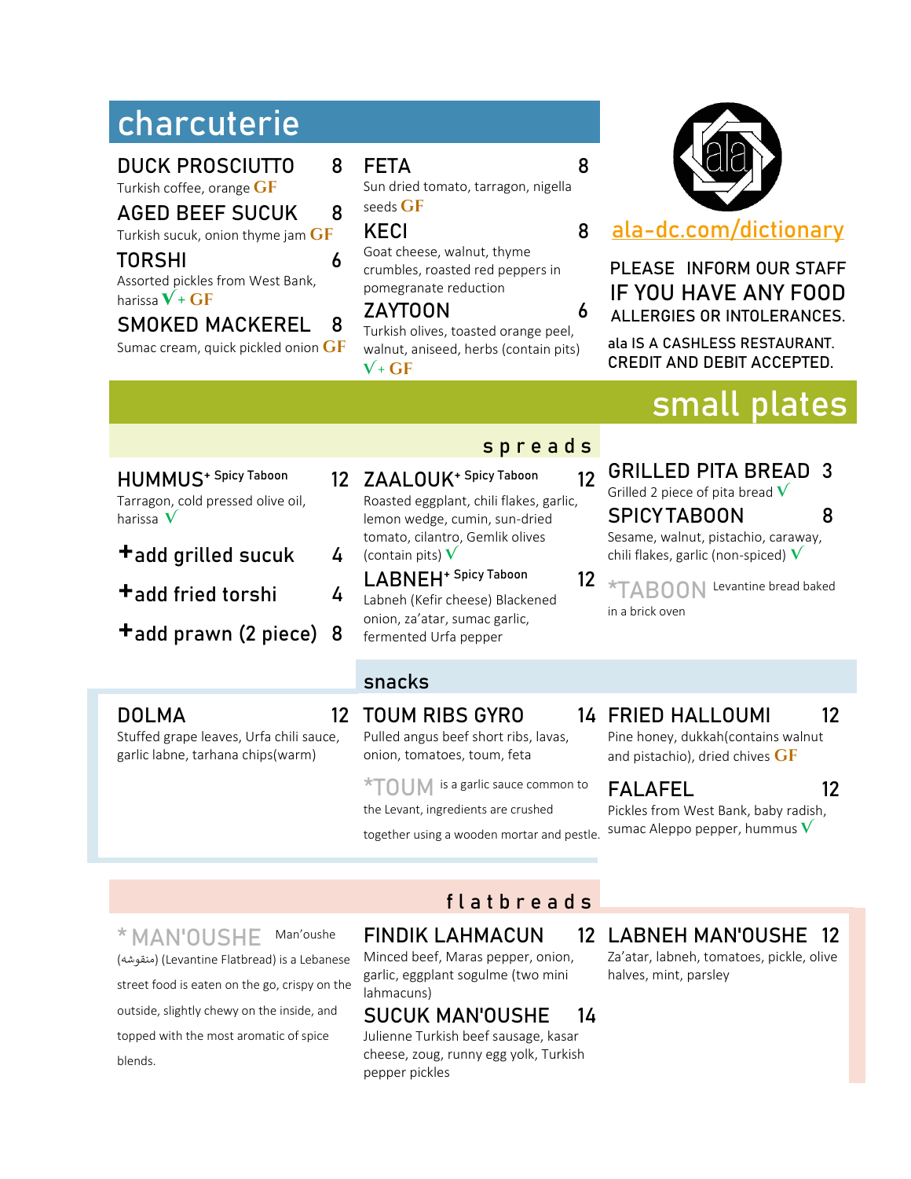## charcuterie

**DUCK PROSCIUTTO** 8
Turkish coffee, orange GF

**AGED BEEF SUCUK** 8
Turkish sucuk, onion thyme jam GF

**TORSHI** 6
Assorted pickles from West Bank, harissa V + GF

**SMOKED MACKEREL** 8
Sumac cream, quick pickled onion GF

**FETA** 8
Sun dried tomato, tarragon, nigella seeds GF

**KECI** 8
Goat cheese, walnut, thyme crumbles, roasted red peppers in pomegranate reduction

**ZAYTOON** 6
Turkish olives, toasted orange peel, walnut, aniseed, herbs (contain pits) V + GF

ala

ala-dc.com/dictionary

PLEASE INFORM OUR STAFF IF YOU HAVE ANY FOOD ALLERGIES OR INTOLERANCES.

ala IS A CASHLESS RESTAURANT. CREDIT AND DEBIT ACCEPTED.

## small plates

### spreads

**HUMMUS**+ Spicy Taboon 12
Tarragon, cold pressed olive oil, harissa V

**+add grilled sucuk** 4

**+add fried torshi** 4

**+add prawn (2 piece)** 8

**ZAALOUK**+ Spicy Taboon 12
Roasted eggplant, chili flakes, garlic, lemon wedge, cumin, sun-dried tomato, cilantro, Gemlik olives (contain pits) V

**LABNEH**+ Spicy Taboon 12
Labneh (Kefir cheese) Blackened onion, za'atar, sumac garlic, fermented Urfa pepper

**GRILLED PITA BREAD** 3
Grilled 2 piece of pita bread V

**SPICY TABOON** 8
Sesame, walnut, pistachio, caraway, chili flakes, garlic (non-spiced) V

*TABOON Levantine bread baked in a brick oven

### snacks

**DOLMA** 12
Stuffed grape leaves, Urfa chili sauce, garlic labne, tarhana chips(warm)

**TOUM RIBS GYRO** 14
Pulled angus beef short ribs, lavas, onion, tomatoes, toum, feta

*TOUM is a garlic sauce common to the Levant, ingredients are crushed together using a wooden mortar and pestle.

**FRIED HALLOUMI** 12
Pine honey, dukkah(contains walnut and pistachio), dried chives GF

**FALAFEL** 12
Pickles from West Bank, baby radish, sumac Aleppo pepper, hummus V

### flatbreads

*MAN'OUSHE Man'oushe (منقوشة) (Levantine Flatbread) is a Lebanese street food is eaten on the go, crispy on the outside, slightly chewy on the inside, and topped with the most aromatic of spice blends.

**FINDIK LAHMACUN** 12
Minced beef, Maras pepper, onion, garlic, eggplant sogulme (two mini lahmacuns)

**SUCUK MAN'OUSHE** 14
Julienne Turkish beef sausage, kasar cheese, zoug, runny egg yolk, Turkish pepper pickles

**LABNEH MAN'OUSHE** 12
Za'atar, labneh, tomatoes, pickle, olive halves, mint, parsley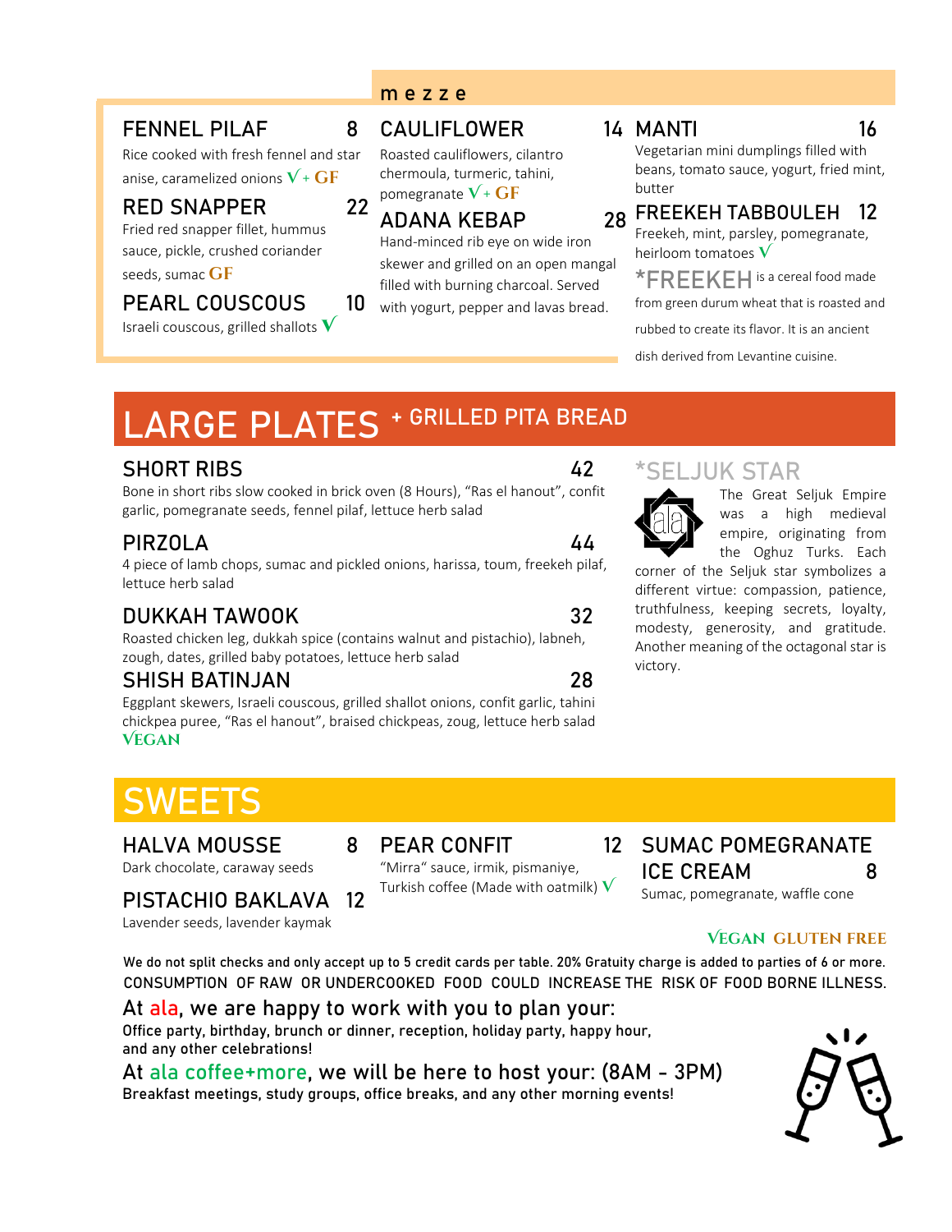## mezze

### FENNEL PILAF 8
Rice cooked with fresh fennel and star anise, caramelized onions V + GF

### RED SNAPPER 22
Fried red snapper fillet, hummus sauce, pickle, crushed coriander seeds, sumac GF

### PEARL COUSCOUS 10
Israeli couscous, grilled shallots V

### CAULIFLOWER 14
Roasted cauliflowers, cilantro chermoula, turmeric, tahini, pomegranate V + GF

### ADANA KEBAP 28
Hand-minced rib eye on wide iron skewer and grilled on an open mangal filled with burning charcoal. Served with yogurt, pepper and lavas bread.

### MANTI 16
Vegetarian mini dumplings filled with beans, tomato sauce, yogurt, fried mint, butter

### FREEKEH TABBOULEH 12
Freekeh, mint, parsley, pomegranate, heirloom tomatoes V

*FREEKEH is a cereal food made from green durum wheat that is roasted and rubbed to create its flavor. It is an ancient dish derived from Levantine cuisine.

## LARGE PLATES + GRILLED PITA BREAD

### SHORT RIBS 42
Bone in short ribs slow cooked in brick oven (8 Hours), "Ras el hanout", confit garlic, pomegranate seeds, fennel pilaf, lettuce herb salad

### PIRZOLA 44
4 piece of lamb chops, sumac and pickled onions, harissa, toum, freekeh pilaf, lettuce herb salad

### DUKKAH TAWOOK 32
Roasted chicken leg, dukkah spice (contains walnut and pistachio), labneh, zough, dates, grilled baby potatoes, lettuce herb salad

### SHISH BATINJAN 28
Eggplant skewers, Israeli couscous, grilled shallot onions, confit garlic, tahini chickpea puree, "Ras el hanout", braised chickpeas, zoug, lettuce herb salad
VEGAN

### *SELJUK STAR
ala

The Great Seljuk Empire was a high medieval empire, originating from the Oghuz Turks. Each corner of the Seljuk star symbolizes a different virtue: compassion, patience, truthfulness, keeping secrets, loyalty, modesty, generosity, and gratitude. Another meaning of the octagonal star is victory.

## SWEETS

### HALVA MOUSSE 8
Dark chocolate, caraway seeds

### PISTACHIO BAKLAVA 12
Lavender seeds, lavender kaymak

### PEAR CONFIT 12
"Mirra" sauce, irmik, pismaniye, Turkish coffee (Made with oatmilk) V

### SUMAC POMEGRANATE ICE CREAM 8
Sumac, pomegranate, waffle cone

V EGAN GF LUTEN FREE

We do not split checks and only accept up to 5 credit cards per table. 20% Gratuity charge is added to parties of 6 or more.

CONSUMPTION OF RAW OR UNDERCOOKED FOOD COULD INCREASE THE RISK OF FOOD BORNE ILLNESS.

At ala, we are happy to work with you to plan your:
Office party, birthday, brunch or dinner, reception, holiday party, happy hour, and any other celebrations!

At ala coffee+more, we will be here to host your: (8AM - 3PM)
Breakfast meetings, study groups, office breaks, and any other morning events!